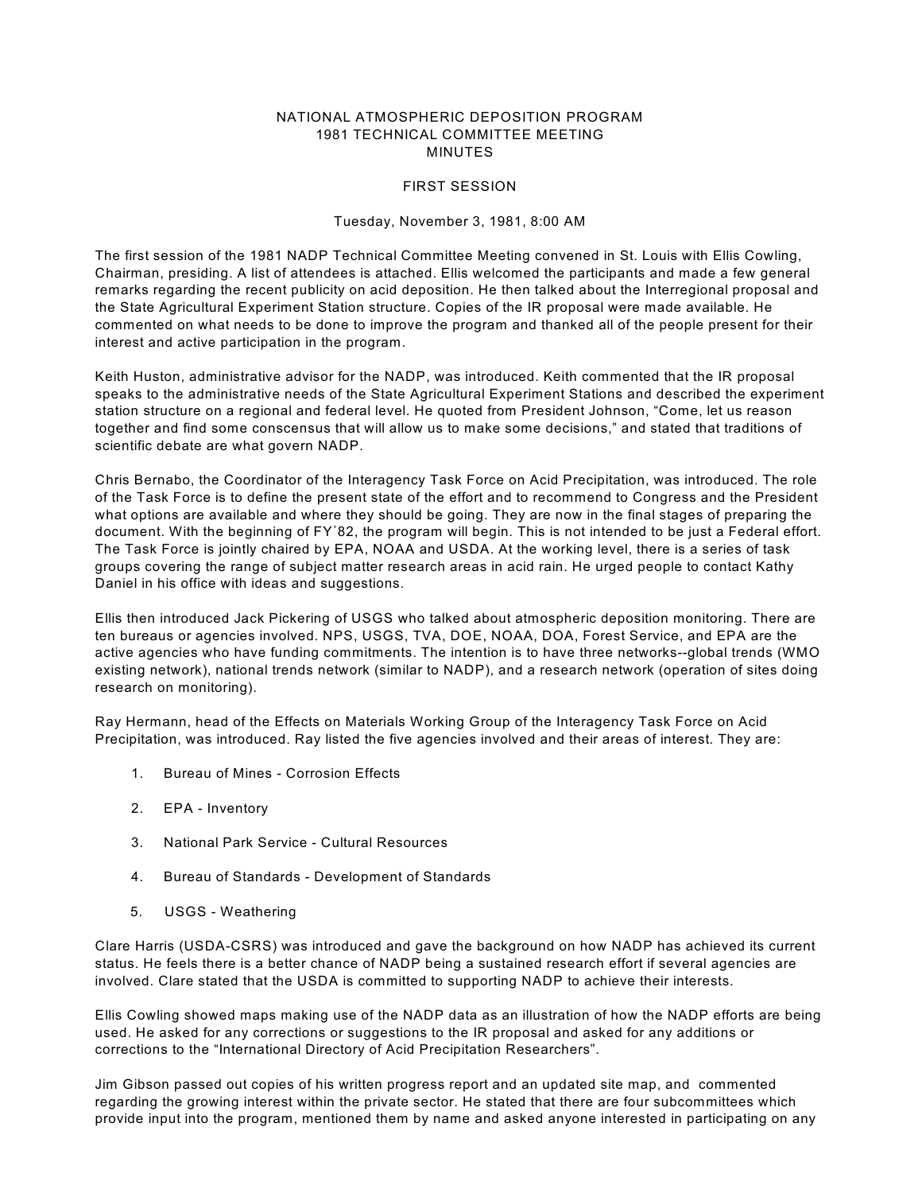# NATIONAL ATMOSPHERIC DEPOSITION PROGRAM
## 1981 TECHNICAL COMMITTEE MEETING
## MINUTES

### FIRST SESSION

Tuesday, November 3, 1981, 8:00 AM

The first session of the 1981 NADP Technical Committee Meeting convened in St. Louis with Ellis Cowling, Chairman, presiding. A list of attendees is attached. Ellis welcomed the participants and made a few general remarks regarding the recent publicity on acid deposition. He then talked about the Interregional proposal and the State Agricultural Experiment Station structure. Copies of the IR proposal were made available. He commented on what needs to be done to improve the program and thanked all of the people present for their interest and active participation in the program.

Keith Huston, administrative advisor for the NADP, was introduced. Keith commented that the IR proposal speaks to the administrative needs of the State Agricultural Experiment Stations and described the experiment station structure on a regional and federal level. He quoted from President Johnson, "Come, let us reason together and find some conscensus that will allow us to make some decisions," and stated that traditions of scientific debate are what govern NADP.

Chris Bernabo, the Coordinator of the Interagency Task Force on Acid Precipitation, was introduced. The role of the Task Force is to define the present state of the effort and to recommend to Congress and the President what options are available and where they should be going. They are now in the final stages of preparing the document. With the beginning of FY'82, the program will begin. This is not intended to be just a Federal effort. The Task Force is jointly chaired by EPA, NOAA and USDA. At the working level, there is a series of task groups covering the range of subject matter research areas in acid rain. He urged people to contact Kathy Daniel in his office with ideas and suggestions.

Ellis then introduced Jack Pickering of USGS who talked about atmospheric deposition monitoring. There are ten bureaus or agencies involved. NPS, USGS, TVA, DOE, NOAA, DOA, Forest Service, and EPA are the active agencies who have funding commitments. The intention is to have three networks--global trends (WMO existing network), national trends network (similar to NADP), and a research network (operation of sites doing research on monitoring).

Ray Hermann, head of the Effects on Materials Working Group of the Interagency Task Force on Acid Precipitation, was introduced. Ray listed the five agencies involved and their areas of interest. They are:

1. Bureau of Mines - Corrosion Effects
2. EPA - Inventory
3. National Park Service - Cultural Resources
4. Bureau of Standards - Development of Standards
5. USGS - Weathering

Clare Harris (USDA-CSRS) was introduced and gave the background on how NADP has achieved its current status. He feels there is a better chance of NADP being a sustained research effort if several agencies are involved. Clare stated that the USDA is committed to supporting NADP to achieve their interests.

Ellis Cowling showed maps making use of the NADP data as an illustration of how the NADP efforts are being used. He asked for any corrections or suggestions to the IR proposal and asked for any additions or corrections to the "International Directory of Acid Precipitation Researchers".

Jim Gibson passed out copies of his written progress report and an updated site map, and commented regarding the growing interest within the private sector. He stated that there are four subcommittees which provide input into the program, mentioned them by name and asked anyone interested in participating on any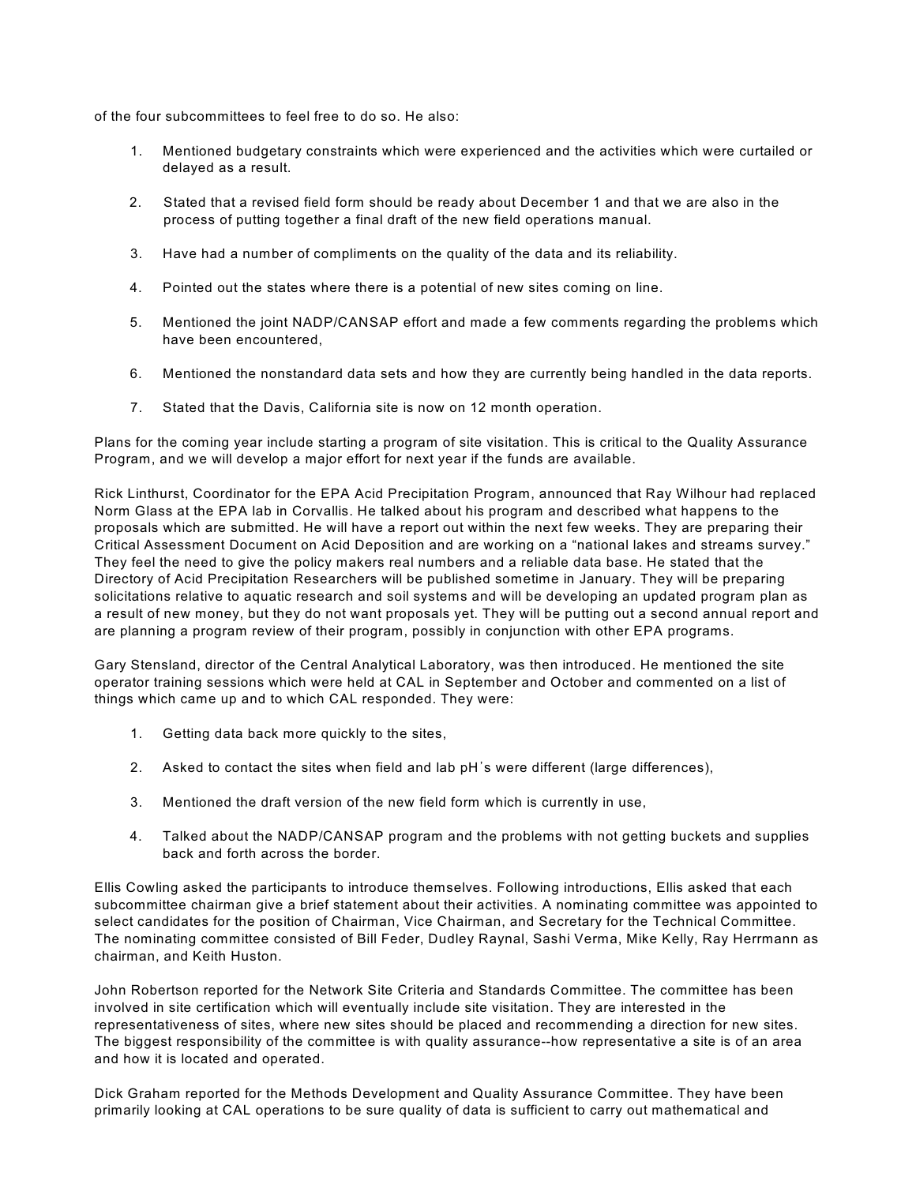of the four subcommittees to feel free to do so. He also:

1. Mentioned budgetary constraints which were experienced and the activities which were curtailed or delayed as a result.

2. Stated that a revised field form should be ready about December 1 and that we are also in the process of putting together a final draft of the new field operations manual.

3. Have had a number of compliments on the quality of the data and its reliability.

4. Pointed out the states where there is a potential of new sites coming on line.

5. Mentioned the joint NADP/CANSAP effort and made a few comments regarding the problems which have been encountered,

6. Mentioned the nonstandard data sets and how they are currently being handled in the data reports.

7. Stated that the Davis, California site is now on 12 month operation.

Plans for the coming year include starting a program of site visitation. This is critical to the Quality Assurance Program, and we will develop a major effort for next year if the funds are available.

Rick Linthurst, Coordinator for the EPA Acid Precipitation Program, announced that Ray Wilhour had replaced Norm Glass at the EPA lab in Corvallis. He talked about his program and described what happens to the proposals which are submitted. He will have a report out within the next few weeks. They are preparing their Critical Assessment Document on Acid Deposition and are working on a "national lakes and streams survey." They feel the need to give the policy makers real numbers and a reliable data base. He stated that the Directory of Acid Precipitation Researchers will be published sometime in January. They will be preparing solicitations relative to aquatic research and soil systems and will be developing an updated program plan as a result of new money, but they do not want proposals yet. They will be putting out a second annual report and are planning a program review of their program, possibly in conjunction with other EPA programs.

Gary Stensland, director of the Central Analytical Laboratory, was then introduced. He mentioned the site operator training sessions which were held at CAL in September and October and commented on a list of things which came up and to which CAL responded. They were:

1. Getting data back more quickly to the sites,

2. Asked to contact the sites when field and lab pH's were different (large differences),

3. Mentioned the draft version of the new field form which is currently in use,

4. Talked about the NADP/CANSAP program and the problems with not getting buckets and supplies back and forth across the border.

Ellis Cowling asked the participants to introduce themselves. Following introductions, Ellis asked that each subcommittee chairman give a brief statement about their activities. A nominating committee was appointed to select candidates for the position of Chairman, Vice Chairman, and Secretary for the Technical Committee. The nominating committee consisted of Bill Feder, Dudley Raynal, Sashi Verma, Mike Kelly, Ray Herrmann as chairman, and Keith Huston.

John Robertson reported for the Network Site Criteria and Standards Committee. The committee has been involved in site certification which will eventually include site visitation. They are interested in the representativeness of sites, where new sites should be placed and recommending a direction for new sites. The biggest responsibility of the committee is with quality assurance--how representative a site is of an area and how it is located and operated.

Dick Graham reported for the Methods Development and Quality Assurance Committee. They have been primarily looking at CAL operations to be sure quality of data is sufficient to carry out mathematical and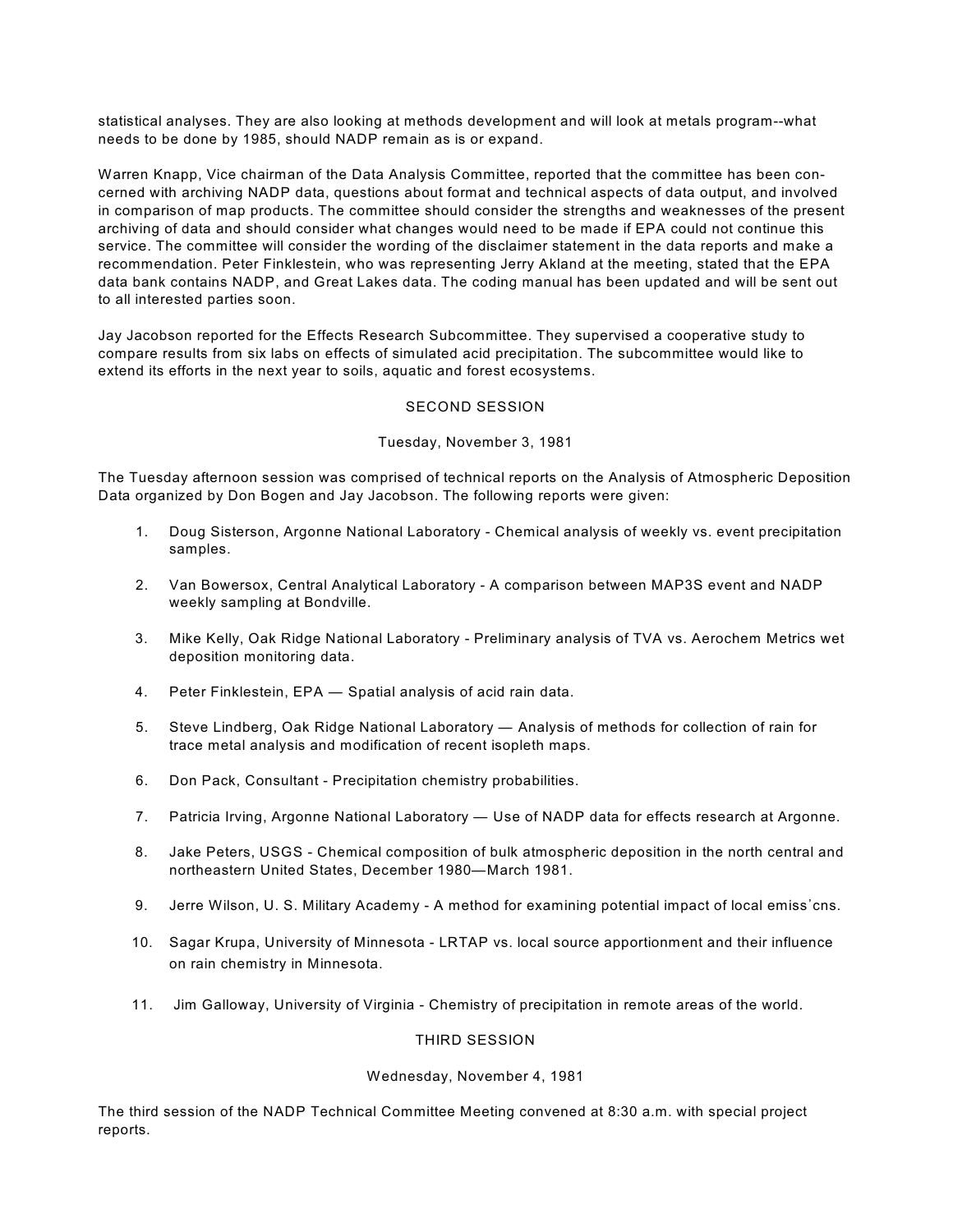statistical analyses. They are also looking at methods development and will look at metals program--what needs to be done by 1985, should NADP remain as is or expand.

Warren Knapp, Vice chairman of the Data Analysis Committee, reported that the committee has been concerned with archiving NADP data, questions about format and technical aspects of data output, and involved in comparison of map products. The committee should consider the strengths and weaknesses of the present archiving of data and should consider what changes would need to be made if EPA could not continue this service. The committee will consider the wording of the disclaimer statement in the data reports and make a recommendation. Peter Finklestein, who was representing Jerry Akland at the meeting, stated that the EPA data bank contains NADP, and Great Lakes data. The coding manual has been updated and will be sent out to all interested parties soon.

Jay Jacobson reported for the Effects Research Subcommittee. They supervised a cooperative study to compare results from six labs on effects of simulated acid precipitation. The subcommittee would like to extend its efforts in the next year to soils, aquatic and forest ecosystems.

## SECOND SESSION

Tuesday, November 3, 1981

The Tuesday afternoon session was comprised of technical reports on the Analysis of Atmospheric Deposition Data organized by Don Bogen and Jay Jacobson. The following reports were given:

1. Doug Sisterson, Argonne National Laboratory - Chemical analysis of weekly vs. event precipitation samples.
2. Van Bowersox, Central Analytical Laboratory - A comparison between MAP3S event and NADP weekly sampling at Bondville.
3. Mike Kelly, Oak Ridge National Laboratory - Preliminary analysis of TVA vs. Aerochem Metrics wet deposition monitoring data.
4. Peter Finklestein, EPA — Spatial analysis of acid rain data.
5. Steve Lindberg, Oak Ridge National Laboratory — Analysis of methods for collection of rain for trace metal analysis and modification of recent isopleth maps.
6. Don Pack, Consultant - Precipitation chemistry probabilities.
7. Patricia Irving, Argonne National Laboratory — Use of NADP data for effects research at Argonne.
8. Jake Peters, USGS - Chemical composition of bulk atmospheric deposition in the north central and northeastern United States, December 1980—March 1981.
9. Jerre Wilson, U. S. Military Academy - A method for examining potential impact of local emiss'cns.
10. Sagar Krupa, University of Minnesota - LRTAP vs. local source apportionment and their influence on rain chemistry in Minnesota.
11. Jim Galloway, University of Virginia - Chemistry of precipitation in remote areas of the world.

## THIRD SESSION

Wednesday, November 4, 1981

The third session of the NADP Technical Committee Meeting convened at 8:30 a.m. with special project reports.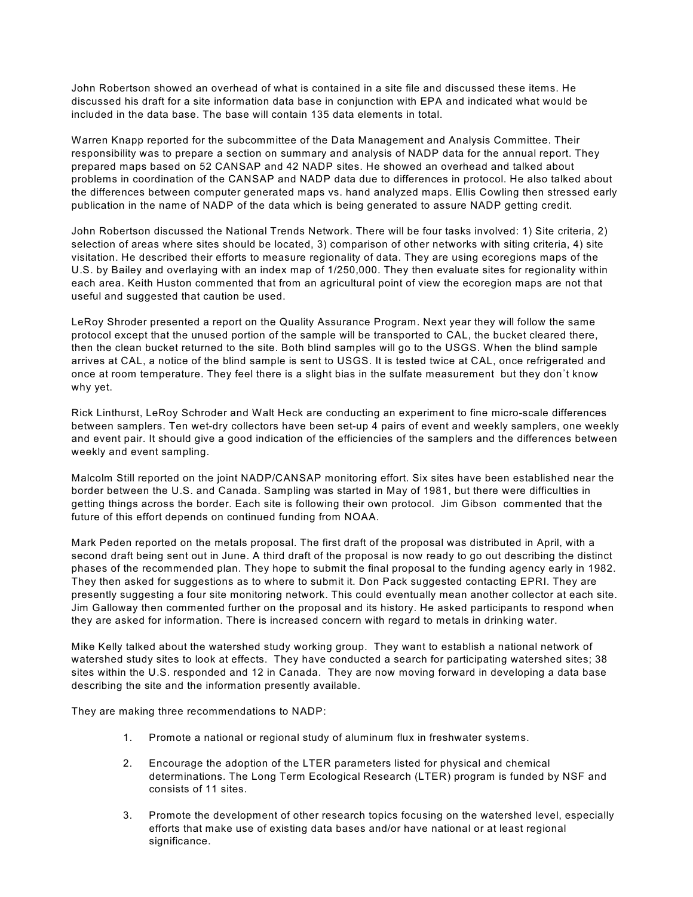John Robertson showed an overhead of what is contained in a site file and discussed these items. He discussed his draft for a site information data base in conjunction with EPA and indicated what would be included in the data base. The base will contain 135 data elements in total.

Warren Knapp reported for the subcommittee of the Data Management and Analysis Committee. Their responsibility was to prepare a section on summary and analysis of NADP data for the annual report. They prepared maps based on 52 CANSAP and 42 NADP sites. He showed an overhead and talked about problems in coordination of the CANSAP and NADP data due to differences in protocol. He also talked about the differences between computer generated maps vs. hand analyzed maps. Ellis Cowling then stressed early publication in the name of NADP of the data which is being generated to assure NADP getting credit.

John Robertson discussed the National Trends Network. There will be four tasks involved: 1) Site criteria, 2) selection of areas where sites should be located, 3) comparison of other networks with siting criteria, 4) site visitation. He described their efforts to measure regionality of data. They are using ecoregions maps of the U.S. by Bailey and overlaying with an index map of 1/250,000. They then evaluate sites for regionality within each area. Keith Huston commented that from an agricultural point of view the ecoregion maps are not that useful and suggested that caution be used.

LeRoy Shroder presented a report on the Quality Assurance Program. Next year they will follow the same protocol except that the unused portion of the sample will be transported to CAL, the bucket cleared there, then the clean bucket returned to the site. Both blind samples will go to the USGS. When the blind sample arrives at CAL, a notice of the blind sample is sent to USGS. It is tested twice at CAL, once refrigerated and once at room temperature. They feel there is a slight bias in the sulfate measurement but they don't know why yet.

Rick Linthurst, LeRoy Schroder and Walt Heck are conducting an experiment to fine micro-scale differences between samplers. Ten wet-dry collectors have been set-up 4 pairs of event and weekly samplers, one weekly and event pair. It should give a good indication of the efficiencies of the samplers and the differences between weekly and event sampling.

Malcolm Still reported on the joint NADP/CANSAP monitoring effort. Six sites have been established near the border between the U.S. and Canada. Sampling was started in May of 1981, but there were difficulties in getting things across the border. Each site is following their own protocol. Jim Gibson commented that the future of this effort depends on continued funding from NOAA.

Mark Peden reported on the metals proposal. The first draft of the proposal was distributed in April, with a second draft being sent out in June. A third draft of the proposal is now ready to go out describing the distinct phases of the recommended plan. They hope to submit the final proposal to the funding agency early in 1982. They then asked for suggestions as to where to submit it. Don Pack suggested contacting EPRI. They are presently suggesting a four site monitoring network. This could eventually mean another collector at each site. Jim Galloway then commented further on the proposal and its history. He asked participants to respond when they are asked for information. There is increased concern with regard to metals in drinking water.

Mike Kelly talked about the watershed study working group. They want to establish a national network of watershed study sites to look at effects. They have conducted a search for participating watershed sites; 38 sites within the U.S. responded and 12 in Canada. They are now moving forward in developing a data base describing the site and the information presently available.

They are making three recommendations to NADP:

1. Promote a national or regional study of aluminum flux in freshwater systems.

2. Encourage the adoption of the LTER parameters listed for physical and chemical determinations. The Long Term Ecological Research (LTER) program is funded by NSF and consists of 11 sites.

3. Promote the development of other research topics focusing on the watershed level, especially efforts that make use of existing data bases and/or have national or at least regional significance.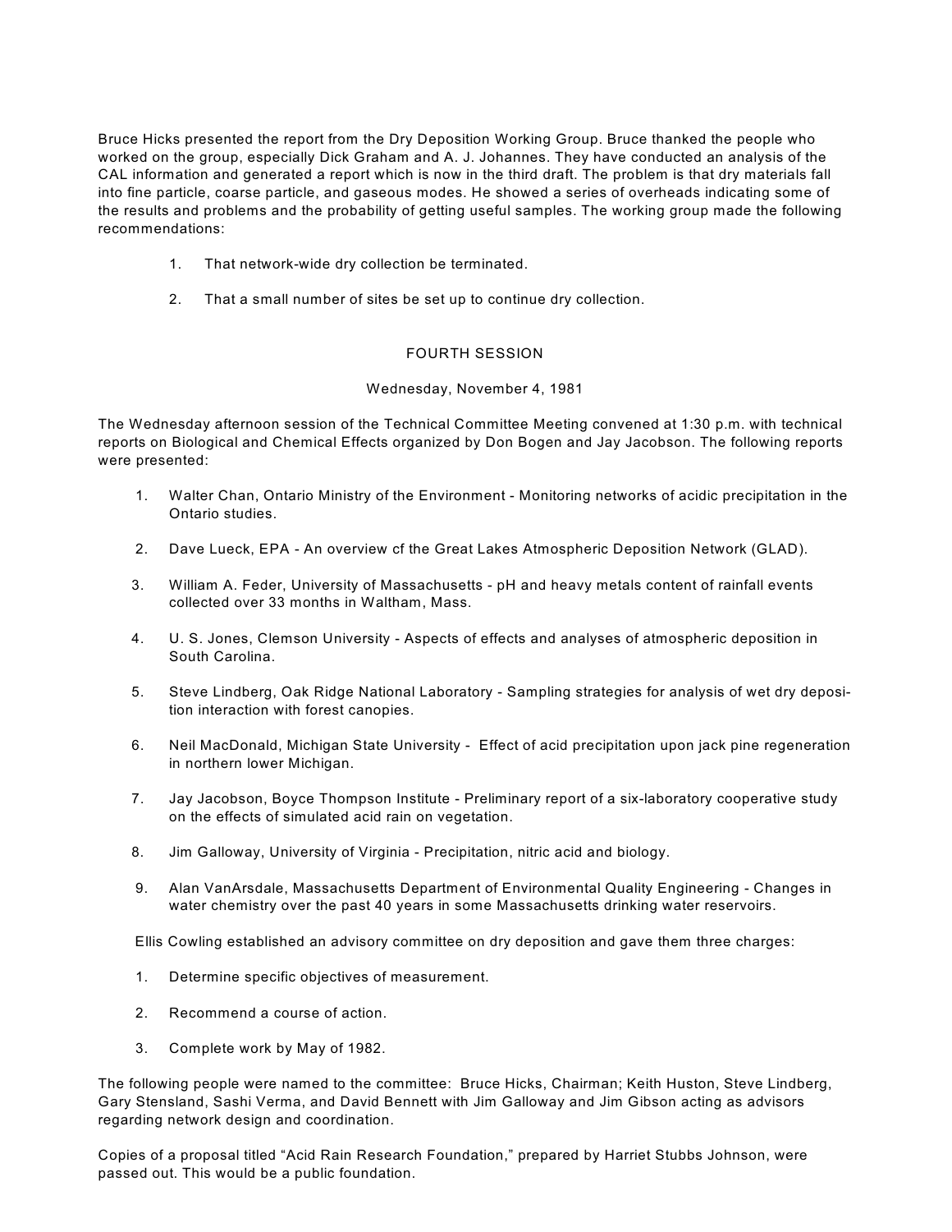Bruce Hicks presented the report from the Dry Deposition Working Group. Bruce thanked the people who worked on the group, especially Dick Graham and A. J. Johannes. They have conducted an analysis of the CAL information and generated a report which is now in the third draft. The problem is that dry materials fall into fine particle, coarse particle, and gaseous modes. He showed a series of overheads indicating some of the results and problems and the probability of getting useful samples. The working group made the following recommendations:

1. That network-wide dry collection be terminated.
2. That a small number of sites be set up to continue dry collection.

## FOURTH SESSION

Wednesday, November 4, 1981

The Wednesday afternoon session of the Technical Committee Meeting convened at 1:30 p.m. with technical reports on Biological and Chemical Effects organized by Don Bogen and Jay Jacobson. The following reports were presented:

1. Walter Chan, Ontario Ministry of the Environment - Monitoring networks of acidic precipitation in the Ontario studies.
2. Dave Lueck, EPA - An overview cf the Great Lakes Atmospheric Deposition Network (GLAD).
3. William A. Feder, University of Massachusetts - pH and heavy metals content of rainfall events collected over 33 months in Waltham, Mass.
4. U. S. Jones, Clemson University - Aspects of effects and analyses of atmospheric deposition in South Carolina.
5. Steve Lindberg, Oak Ridge National Laboratory - Sampling strategies for analysis of wet dry deposition interaction with forest canopies.
6. Neil MacDonald, Michigan State University - Effect of acid precipitation upon jack pine regeneration in northern lower Michigan.
7. Jay Jacobson, Boyce Thompson Institute - Preliminary report of a six-laboratory cooperative study on the effects of simulated acid rain on vegetation.
8. Jim Galloway, University of Virginia - Precipitation, nitric acid and biology.
9. Alan VanArsdale, Massachusetts Department of Environmental Quality Engineering - Changes in water chemistry over the past 40 years in some Massachusetts drinking water reservoirs.

Ellis Cowling established an advisory committee on dry deposition and gave them three charges:

1. Determine specific objectives of measurement.
2. Recommend a course of action.
3. Complete work by May of 1982.

The following people were named to the committee: Bruce Hicks, Chairman; Keith Huston, Steve Lindberg, Gary Stensland, Sashi Verma, and David Bennett with Jim Galloway and Jim Gibson acting as advisors regarding network design and coordination.

Copies of a proposal titled "Acid Rain Research Foundation," prepared by Harriet Stubbs Johnson, were passed out. This would be a public foundation.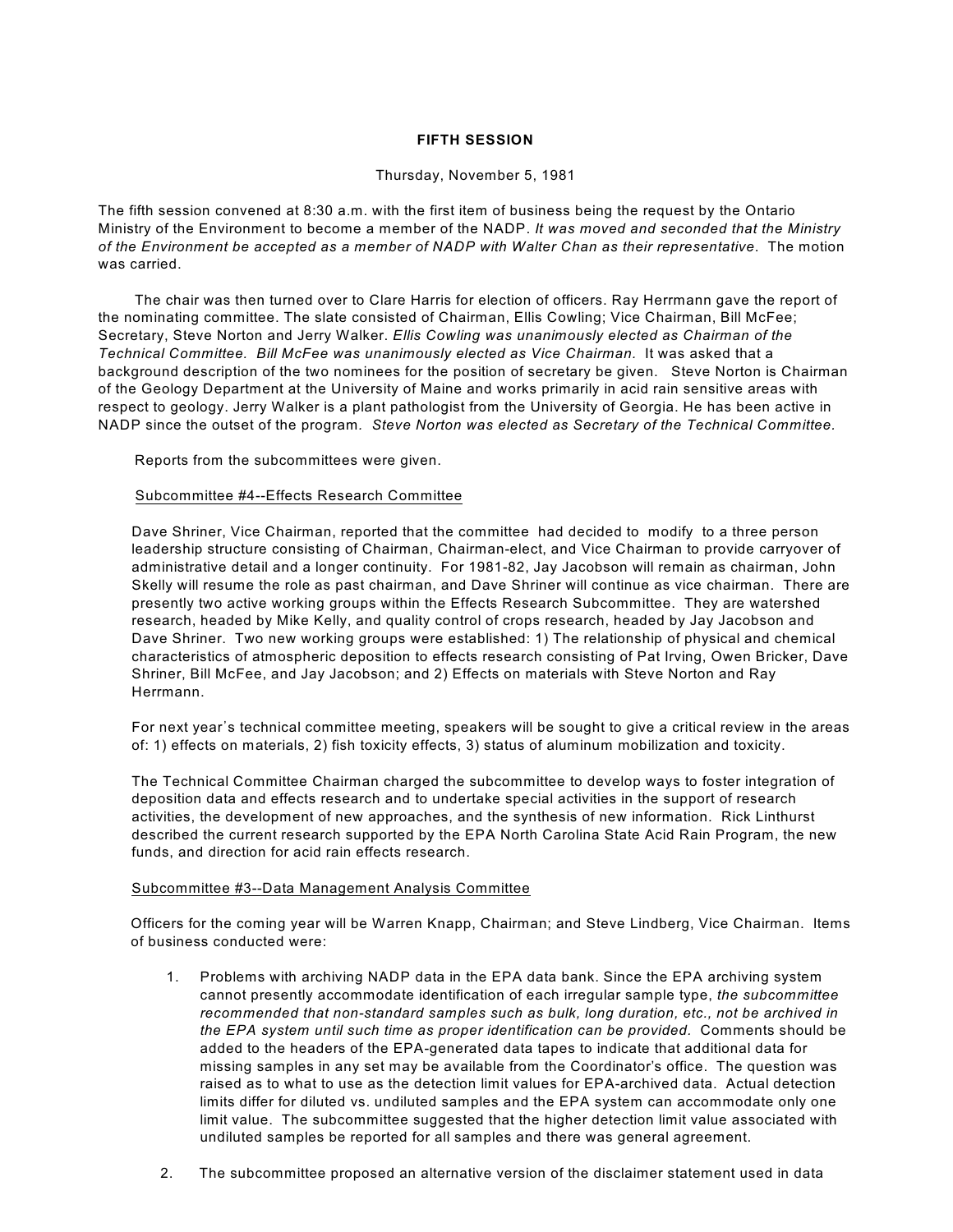**FIFTH SESSION**

Thursday, November 5, 1981

The fifth session convened at 8:30 a.m. with the first item of business being the request by the Ontario Ministry of the Environment to become a member of the NADP. *It was moved and seconded that the Ministry of the Environment be accepted as a member of NADP with Walter Chan as their representative*. The motion was carried.

The chair was then turned over to Clare Harris for election of officers. Ray Herrmann gave the report of the nominating committee. The slate consisted of Chairman, Ellis Cowling; Vice Chairman, Bill McFee; Secretary, Steve Norton and Jerry Walker. *Ellis Cowling was unanimously elected as Chairman of the Technical Committee. Bill McFee was unanimously elected as Vice Chairman.* It was asked that a background description of the two nominees for the position of secretary be given. Steve Norton is Chairman of the Geology Department at the University of Maine and works primarily in acid rain sensitive areas with respect to geology. Jerry Walker is a plant pathologist from the University of Georgia. He has been active in NADP since the outset of the program. *Steve Norton was elected as Secretary of the Technical Committee.*

Reports from the subcommittees were given.

Subcommittee #4--Effects Research Committee

Dave Shriner, Vice Chairman, reported that the committee had decided to modify to a three person leadership structure consisting of Chairman, Chairman-elect, and Vice Chairman to provide carryover of administrative detail and a longer continuity. For 1981-82, Jay Jacobson will remain as chairman, John Skelly will resume the role as past chairman, and Dave Shriner will continue as vice chairman. There are presently two active working groups within the Effects Research Subcommittee. They are watershed research, headed by Mike Kelly, and quality control of crops research, headed by Jay Jacobson and Dave Shriner. Two new working groups were established: 1) The relationship of physical and chemical characteristics of atmospheric deposition to effects research consisting of Pat Irving, Owen Bricker, Dave Shriner, Bill McFee, and Jay Jacobson; and 2) Effects on materials with Steve Norton and Ray Herrmann.

For next year's technical committee meeting, speakers will be sought to give a critical review in the areas of: 1) effects on materials, 2) fish toxicity effects, 3) status of aluminum mobilization and toxicity.

The Technical Committee Chairman charged the subcommittee to develop ways to foster integration of deposition data and effects research and to undertake special activities in the support of research activities, the development of new approaches, and the synthesis of new information. Rick Linthurst described the current research supported by the EPA North Carolina State Acid Rain Program, the new funds, and direction for acid rain effects research.

Subcommittee #3--Data Management Analysis Committee

Officers for the coming year will be Warren Knapp, Chairman; and Steve Lindberg, Vice Chairman. Items of business conducted were:

1. Problems with archiving NADP data in the EPA data bank. Since the EPA archiving system cannot presently accommodate identification of each irregular sample type, *the subcommittee recommended that non-standard samples such as bulk, long duration, etc., not be archived in the EPA system until such time as proper identification can be provided.* Comments should be added to the headers of the EPA-generated data tapes to indicate that additional data for missing samples in any set may be available from the Coordinator's office. The question was raised as to what to use as the detection limit values for EPA-archived data. Actual detection limits differ for diluted vs. undiluted samples and the EPA system can accommodate only one limit value. The subcommittee suggested that the higher detection limit value associated with undiluted samples be reported for all samples and there was general agreement.

2. The subcommittee proposed an alternative version of the disclaimer statement used in data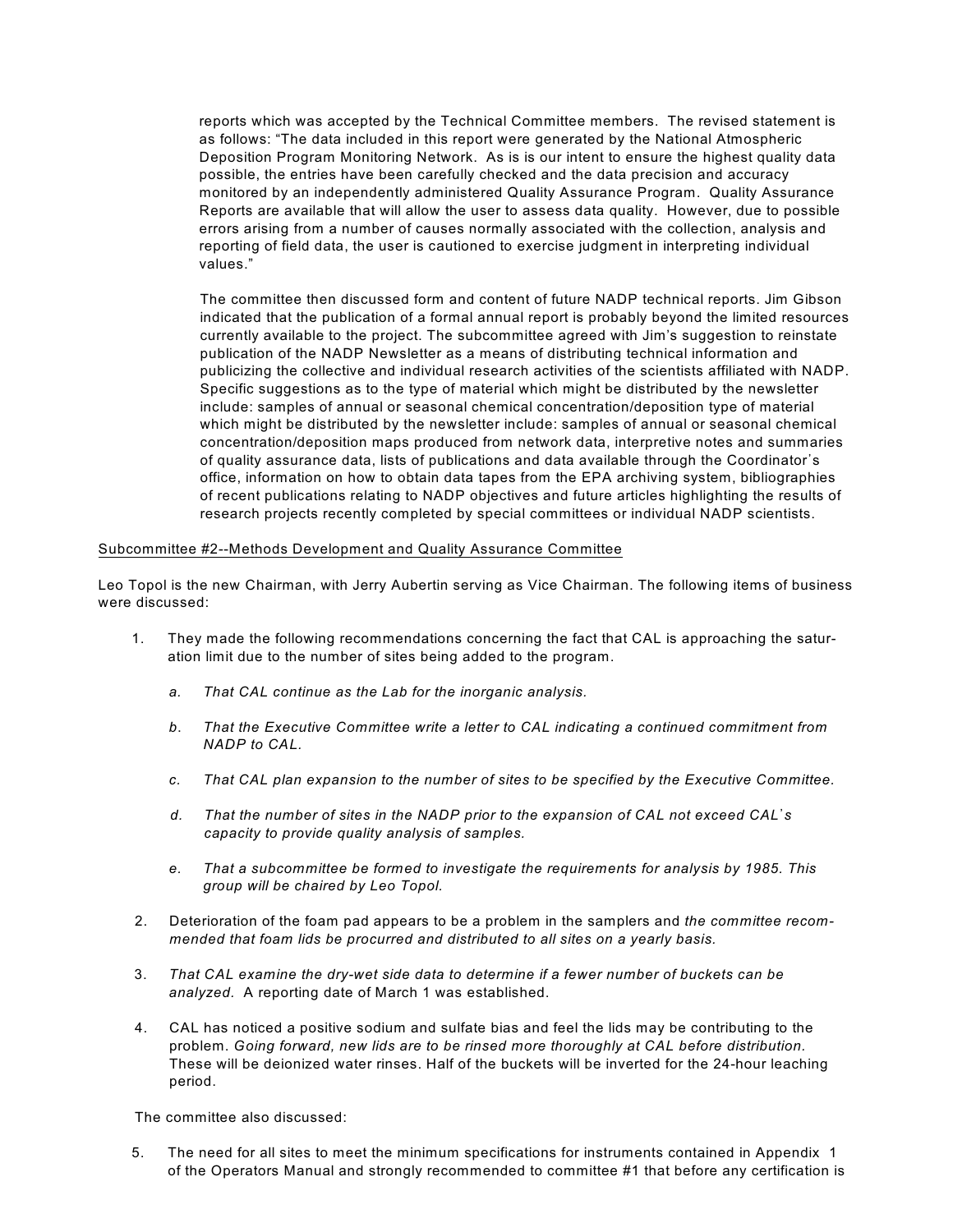reports which was accepted by the Technical Committee members. The revised statement is as follows: "The data included in this report were generated by the National Atmospheric Deposition Program Monitoring Network. As is is our intent to ensure the highest quality data possible, the entries have been carefully checked and the data precision and accuracy monitored by an independently administered Quality Assurance Program. Quality Assurance Reports are available that will allow the user to assess data quality. However, due to possible errors arising from a number of causes normally associated with the collection, analysis and reporting of field data, the user is cautioned to exercise judgment in interpreting individual values."

The committee then discussed form and content of future NADP technical reports. Jim Gibson indicated that the publication of a formal annual report is probably beyond the limited resources currently available to the project. The subcommittee agreed with Jim's suggestion to reinstate publication of the NADP Newsletter as a means of distributing technical information and publicizing the collective and individual research activities of the scientists affiliated with NADP. Specific suggestions as to the type of material which might be distributed by the newsletter include: samples of annual or seasonal chemical concentration/deposition type of material which might be distributed by the newsletter include: samples of annual or seasonal chemical concentration/deposition maps produced from network data, interpretive notes and summaries of quality assurance data, lists of publications and data available through the Coordinator's office, information on how to obtain data tapes from the EPA archiving system, bibliographies of recent publications relating to NADP objectives and future articles highlighting the results of research projects recently completed by special committees or individual NADP scientists.

Subcommittee #2--Methods Development and Quality Assurance Committee

Leo Topol is the new Chairman, with Jerry Aubertin serving as Vice Chairman. The following items of business were discussed:

1. They made the following recommendations concerning the fact that CAL is approaching the saturation limit due to the number of sites being added to the program.

   a. *That CAL continue as the Lab for the inorganic analysis.*

   b. *That the Executive Committee write a letter to CAL indicating a continued commitment from NADP to CAL.*

   c. *That CAL plan expansion to the number of sites to be specified by the Executive Committee.*

   d. *That the number of sites in the NADP prior to the expansion of CAL not exceed CAL's capacity to provide quality analysis of samples.*

   e. *That a subcommittee be formed to investigate the requirements for analysis by 1985. This group will be chaired by Leo Topol.*

2. Deterioration of the foam pad appears to be a problem in the samplers and *the committee recommended that foam lids be procurred and distributed to all sites on a yearly basis.*

3. *That CAL examine the dry-wet side data to determine if a fewer number of buckets can be analyzed.* A reporting date of March 1 was established.

4. CAL has noticed a positive sodium and sulfate bias and feel the lids may be contributing to the problem. *Going forward, new lids are to be rinsed more thoroughly at CAL before distribution.* These will be deionized water rinses. Half of the buckets will be inverted for the 24-hour leaching period.

The committee also discussed:

5. The need for all sites to meet the minimum specifications for instruments contained in Appendix 1 of the Operators Manual and strongly recommended to committee #1 that before any certification is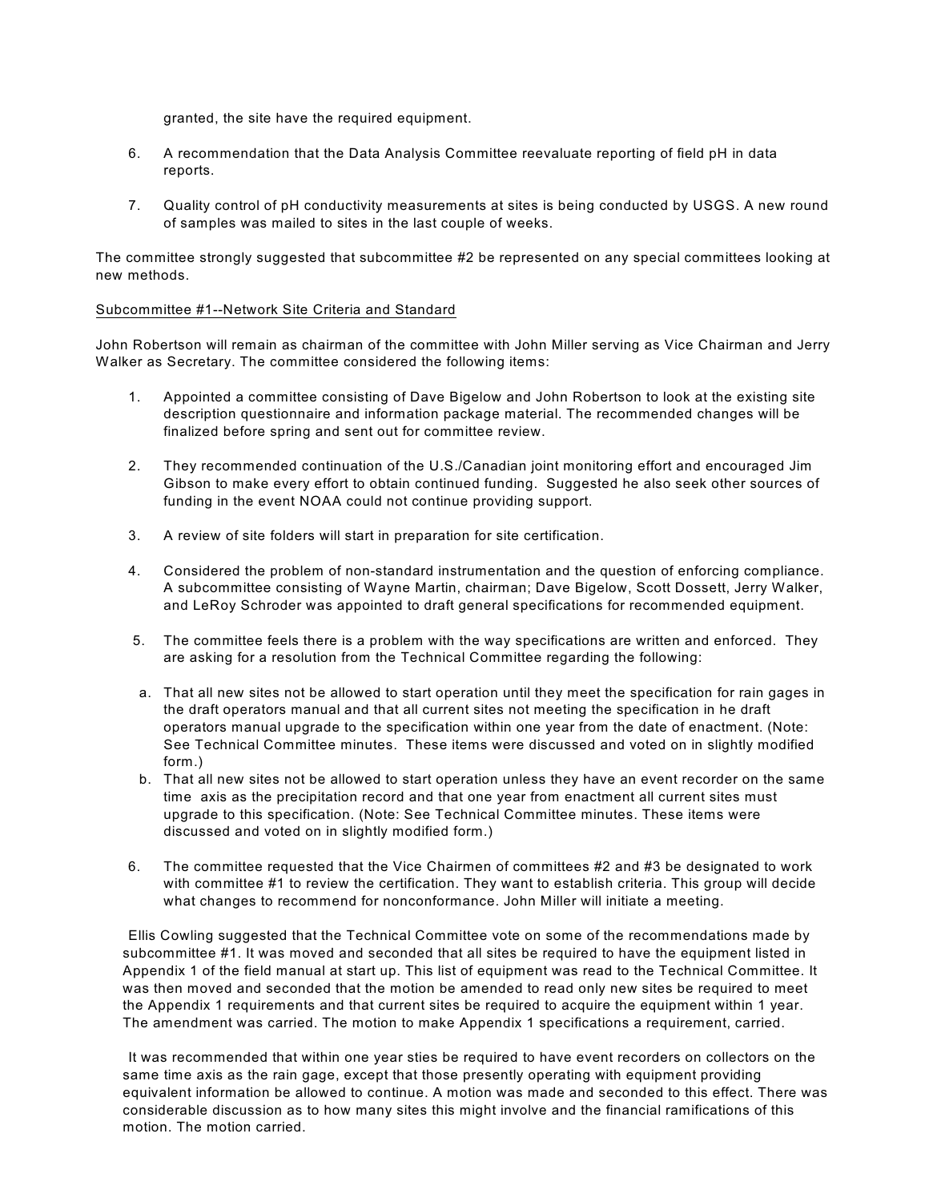granted, the site have the required equipment.

6. A recommendation that the Data Analysis Committee reevaluate reporting of field pH in data reports.

7. Quality control of pH conductivity measurements at sites is being conducted by USGS. A new round of samples was mailed to sites in the last couple of weeks.

The committee strongly suggested that subcommittee #2 be represented on any special committees looking at new methods.

<u>Subcommittee #1--Network Site Criteria and Standard</u>

John Robertson will remain as chairman of the committee with John Miller serving as Vice Chairman and Jerry Walker as Secretary. The committee considered the following items:

1. Appointed a committee consisting of Dave Bigelow and John Robertson to look at the existing site description questionnaire and information package material. The recommended changes will be finalized before spring and sent out for committee review.

2. They recommended continuation of the U.S./Canadian joint monitoring effort and encouraged Jim Gibson to make every effort to obtain continued funding. Suggested he also seek other sources of funding in the event NOAA could not continue providing support.

3. A review of site folders will start in preparation for site certification.

4. Considered the problem of non-standard instrumentation and the question of enforcing compliance. A subcommittee consisting of Wayne Martin, chairman; Dave Bigelow, Scott Dossett, Jerry Walker, and LeRoy Schroder was appointed to draft general specifications for recommended equipment.

5. The committee feels there is a problem with the way specifications are written and enforced. They are asking for a resolution from the Technical Committee regarding the following:

   a. That all new sites not be allowed to start operation until they meet the specification for rain gages in the draft operators manual and that all current sites not meeting the specification in he draft operators manual upgrade to the specification within one year from the date of enactment. (Note: See Technical Committee minutes. These items were discussed and voted on in slightly modified form.)

   b. That all new sites not be allowed to start operation unless they have an event recorder on the same time axis as the precipitation record and that one year from enactment all current sites must upgrade to this specification. (Note: See Technical Committee minutes. These items were discussed and voted on in slightly modified form.)

6. The committee requested that the Vice Chairmen of committees #2 and #3 be designated to work with committee #1 to review the certification. They want to establish criteria. This group will decide what changes to recommend for nonconformance. John Miller will initiate a meeting.

Ellis Cowling suggested that the Technical Committee vote on some of the recommendations made by subcommittee #1. It was moved and seconded that all sites be required to have the equipment listed in Appendix 1 of the field manual at start up. This list of equipment was read to the Technical Committee. It was then moved and seconded that the motion be amended to read only new sites be required to meet the Appendix 1 requirements and that current sites be required to acquire the equipment within 1 year. The amendment was carried. The motion to make Appendix 1 specifications a requirement, carried.

It was recommended that within one year sties be required to have event recorders on collectors on the same time axis as the rain gage, except that those presently operating with equipment providing equivalent information be allowed to continue. A motion was made and seconded to this effect. There was considerable discussion as to how many sites this might involve and the financial ramifications of this motion. The motion carried.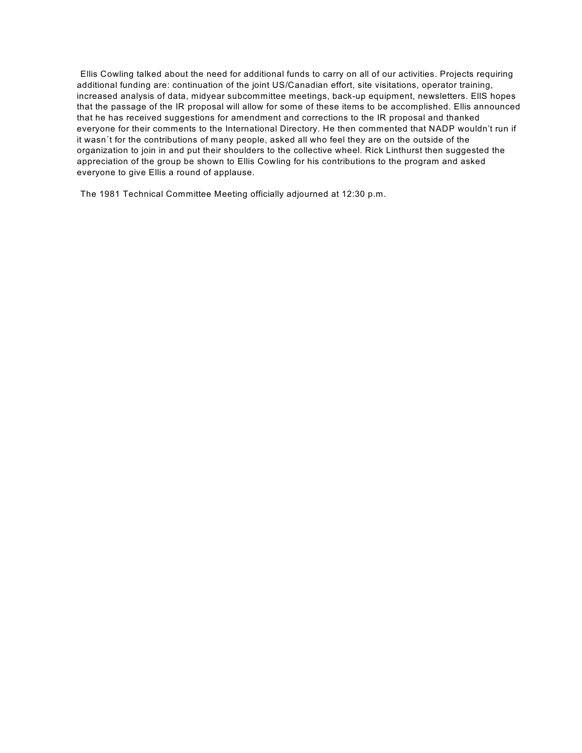Ellis Cowling talked about the need for additional funds to carry on all of our activities. Projects requiring additional funding are: continuation of the joint US/Canadian effort, site visitations, operator training, increased analysis of data, midyear subcommittee meetings, back-up equipment, newsletters. EllS hopes that the passage of the IR proposal will allow for some of these items to be accomplished. Ellis announced that he has received suggestions for amendment and corrections to the IR proposal and thanked everyone for their comments to the International Directory. He then commented that NADP wouldn't run if it wasn't for the contributions of many people, asked all who feel they are on the outside of the organization to join in and put their shoulders to the collective wheel. Rick Linthurst then suggested the appreciation of the group be shown to Ellis Cowling for his contributions to the program and asked everyone to give Ellis a round of applause.

The 1981 Technical Committee Meeting officially adjourned at 12:30 p.m.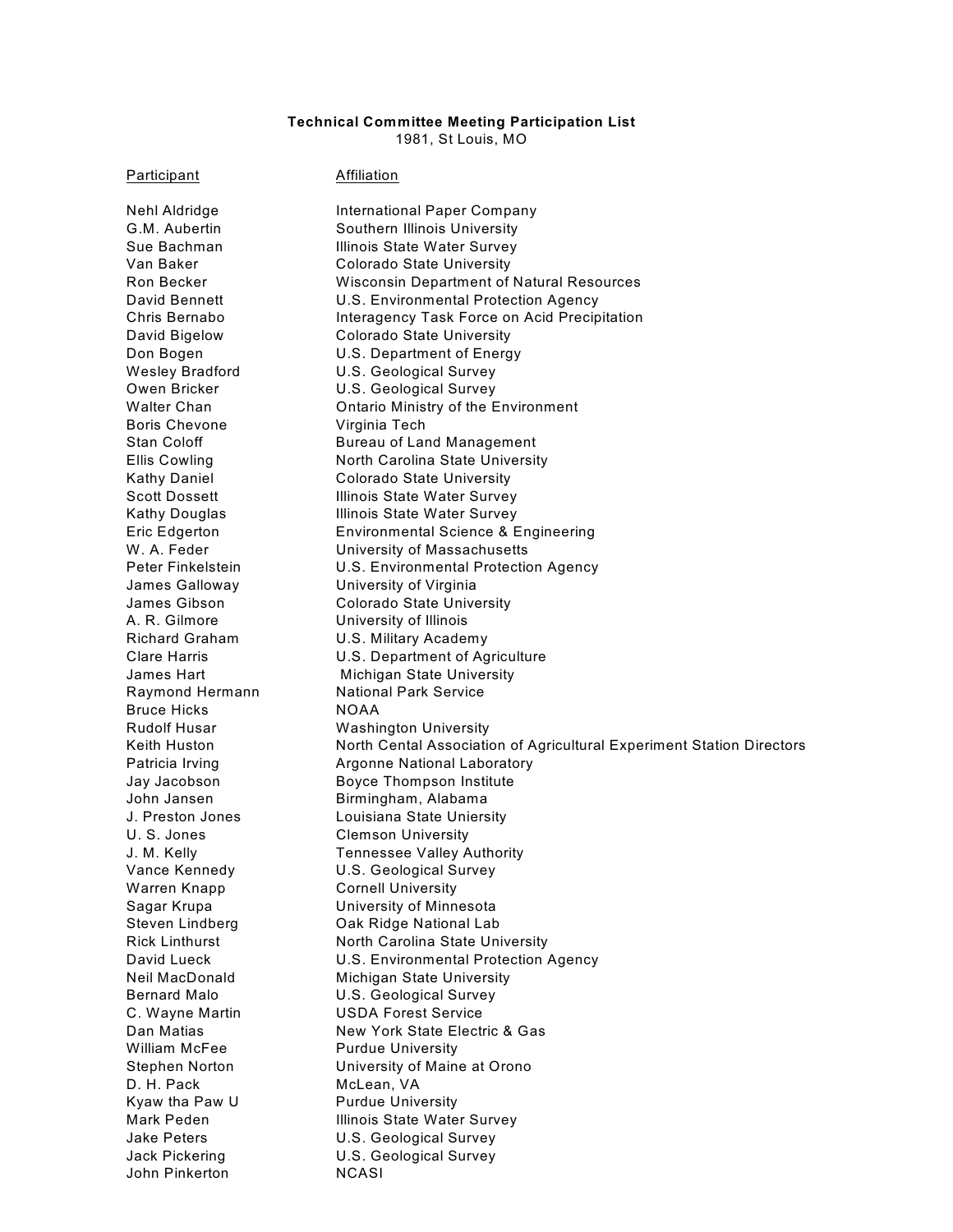**Technical Committee Meeting Participation List**

1981, St Louis, MO

| Participant | Affiliation |
|---|---|
| Nehl Aldridge | International Paper Company |
| G.M. Aubertin | Southern Illinois University |
| Sue Bachman | Illinois State Water Survey |
| Van Baker | Colorado State University |
| Ron Becker | Wisconsin Department of Natural Resources |
| David Bennett | U.S. Environmental Protection Agency |
| Chris Bernabo | Interagency Task Force on Acid Precipitation |
| David Bigelow | Colorado State University |
| Don Bogen | U.S. Department of Energy |
| Wesley Bradford | U.S. Geological Survey |
| Owen Bricker | U.S. Geological Survey |
| Walter Chan | Ontario Ministry of the Environment |
| Boris Chevone | Virginia Tech |
| Stan Coloff | Bureau of Land Management |
| Ellis Cowling | North Carolina State University |
| Kathy Daniel | Colorado State University |
| Scott Dossett | Illinois State Water Survey |
| Kathy Douglas | Illinois State Water Survey |
| Eric Edgerton | Environmental Science & Engineering |
| W. A. Feder | University of Massachusetts |
| Peter Finkelstein | U.S. Environmental Protection Agency |
| James Galloway | University of Virginia |
| James Gibson | Colorado State University |
| A. R. Gilmore | University of Illinois |
| Richard Graham | U.S. Military Academy |
| Clare Harris | U.S. Department of Agriculture |
| James Hart | Michigan State University |
| Raymond Hermann | National Park Service |
| Bruce Hicks | NOAA |
| Rudolf Husar | Washington University |
| Keith Huston | North Cental Association of Agricultural Experiment Station Directors |
| Patricia Irving | Argonne National Laboratory |
| Jay Jacobson | Boyce Thompson Institute |
| John Jansen | Birmingham, Alabama |
| J. Preston Jones | Louisiana State Uniersity |
| U. S. Jones | Clemson University |
| J. M. Kelly | Tennessee Valley Authority |
| Vance Kennedy | U.S. Geological Survey |
| Warren Knapp | Cornell University |
| Sagar Krupa | University of Minnesota |
| Steven Lindberg | Oak Ridge National Lab |
| Rick Linthurst | North Carolina State University |
| David Lueck | U.S. Environmental Protection Agency |
| Neil MacDonald | Michigan State University |
| Bernard Malo | U.S. Geological Survey |
| C. Wayne Martin | USDA Forest Service |
| Dan Matias | New York State Electric & Gas |
| William McFee | Purdue University |
| Stephen Norton | University of Maine at Orono |
| D. H. Pack | McLean, VA |
| Kyaw tha Paw U | Purdue University |
| Mark Peden | Illinois State Water Survey |
| Jake Peters | U.S. Geological Survey |
| Jack Pickering | U.S. Geological Survey |
| John Pinkerton | NCASI |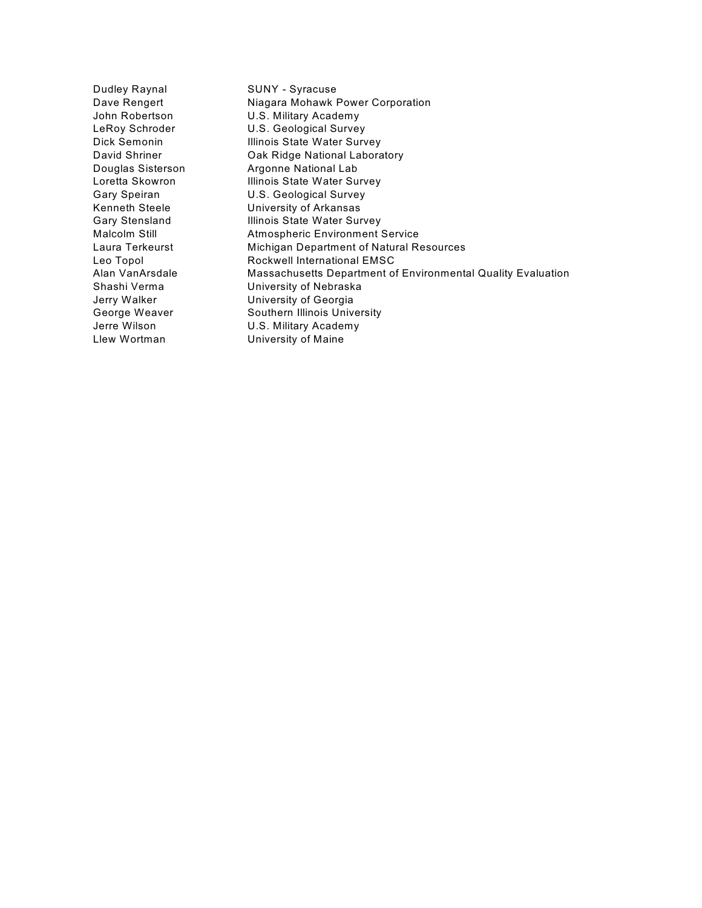| | |
|---|---|
| Dudley Raynal | SUNY - Syracuse |
| Dave Rengert | Niagara Mohawk Power Corporation |
| John Robertson | U.S. Military Academy |
| LeRoy Schroder | U.S. Geological Survey |
| Dick Semonin | Illinois State Water Survey |
| David Shriner | Oak Ridge National Laboratory |
| Douglas Sisterson | Argonne National Lab |
| Loretta Skowron | Illinois State Water Survey |
| Gary Speiran | U.S. Geological Survey |
| Kenneth Steele | University of Arkansas |
| Gary Stensland | Illinois State Water Survey |
| Malcolm Still | Atmospheric Environment Service |
| Laura Terkeurst | Michigan Department of Natural Resources |
| Leo Topol | Rockwell International EMSC |
| Alan VanArsdale | Massachusetts Department of Environmental Quality Evaluation |
| Shashi Verma | University of Nebraska |
| Jerry Walker | University of Georgia |
| George Weaver | Southern Illinois University |
| Jerre Wilson | U.S. Military Academy |
| Llew Wortman | University of Maine |